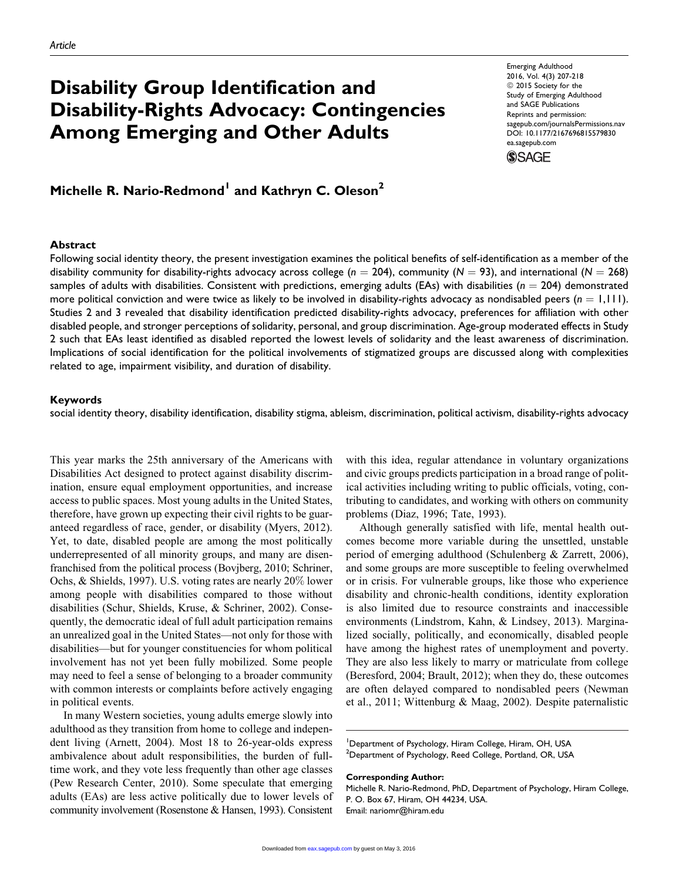Article

# Disability Group Identification and Disability-Rights Advocacy: Contingencies Among Emerging and Other Adults

Emerging Adulthood
2016, Vol. 4(3) 207-218
© 2015 Society for the Study of Emerging Adulthood and SAGE Publications
Reprints and permission: sagepub.com/journalsPermissions.nav
DOI: 10.1177/2167696815579830
ea.sagepub.com

**Michelle R. Nario-Redmond[1] and Kathryn C. Oleson[2]**

## Abstract

Following social identity theory, the present investigation examines the political benefits of self-identification as a member of the disability community for disability-rights advocacy across college ($n = 204$), community ($N = 93$), and international ($N = 268$) samples of adults with disabilities. Consistent with predictions, emerging adults (EAs) with disabilities ($n = 204$) demonstrated more political conviction and were twice as likely to be involved in disability-rights advocacy as nondisabled peers ($n = 1{,}111$). Studies 2 and 3 revealed that disability identification predicted disability-rights advocacy, preferences for affiliation with other disabled people, and stronger perceptions of solidarity, personal, and group discrimination. Age-group moderated effects in Study 2 such that EAs least identified as disabled reported the lowest levels of solidarity and the least awareness of discrimination. Implications of social identification for the political involvements of stigmatized groups are discussed along with complexities related to age, impairment visibility, and duration of disability.

## Keywords

social identity theory, disability identification, disability stigma, ableism, discrimination, political activism, disability-rights advocacy

This year marks the 25th anniversary of the Americans with Disabilities Act designed to protect against disability discrimination, ensure equal employment opportunities, and increase access to public spaces. Most young adults in the United States, therefore, have grown up expecting their civil rights to be guaranteed regardless of race, gender, or disability (Myers, 2012). Yet, to date, disabled people are among the most politically underrepresented of all minority groups, and many are disenfranchised from the political process (Bovjberg, 2010; Schriner, Ochs, & Shields, 1997). U.S. voting rates are nearly 20% lower among people with disabilities compared to those without disabilities (Schur, Shields, Kruse, & Schriner, 2002). Consequently, the democratic ideal of full adult participation remains an unrealized goal in the United States—not only for those with disabilities—but for younger constituencies for whom political involvement has not yet been fully mobilized. Some people may need to feel a sense of belonging to a broader community with common interests or complaints before actively engaging in political events.

In many Western societies, young adults emerge slowly into adulthood as they transition from home to college and independent living (Arnett, 2004). Most 18 to 26-year-olds express ambivalence about adult responsibilities, the burden of full-time work, and they vote less frequently than other age classes (Pew Research Center, 2010). Some speculate that emerging adults (EAs) are less active politically due to lower levels of community involvement (Rosenstone & Hansen, 1993). Consistent with this idea, regular attendance in voluntary organizations and civic groups predicts participation in a broad range of political activities including writing to public officials, voting, contributing to candidates, and working with others on community problems (Diaz, 1996; Tate, 1993).

Although generally satisfied with life, mental health outcomes become more variable during the unsettled, unstable period of emerging adulthood (Schulenberg & Zarrett, 2006), and some groups are more susceptible to feeling overwhelmed or in crisis. For vulnerable groups, like those who experience disability and chronic-health conditions, identity exploration is also limited due to resource constraints and inaccessible environments (Lindstrom, Kahn, & Lindsey, 2013). Marginalized socially, politically, and economically, disabled people have among the highest rates of unemployment and poverty. They are also less likely to marry or matriculate from college (Beresford, 2004; Brault, 2012); when they do, these outcomes are often delayed compared to nondisabled peers (Newman et al., 2011; Wittenburg & Maag, 2002). Despite paternalistic

[1] Department of Psychology, Hiram College, Hiram, OH, USA
[2] Department of Psychology, Reed College, Portland, OR, USA

**Corresponding Author:**
Michelle R. Nario-Redmond, PhD, Department of Psychology, Hiram College, P. O. Box 67, Hiram, OH 44234, USA.
Email: nariomr@hiram.edu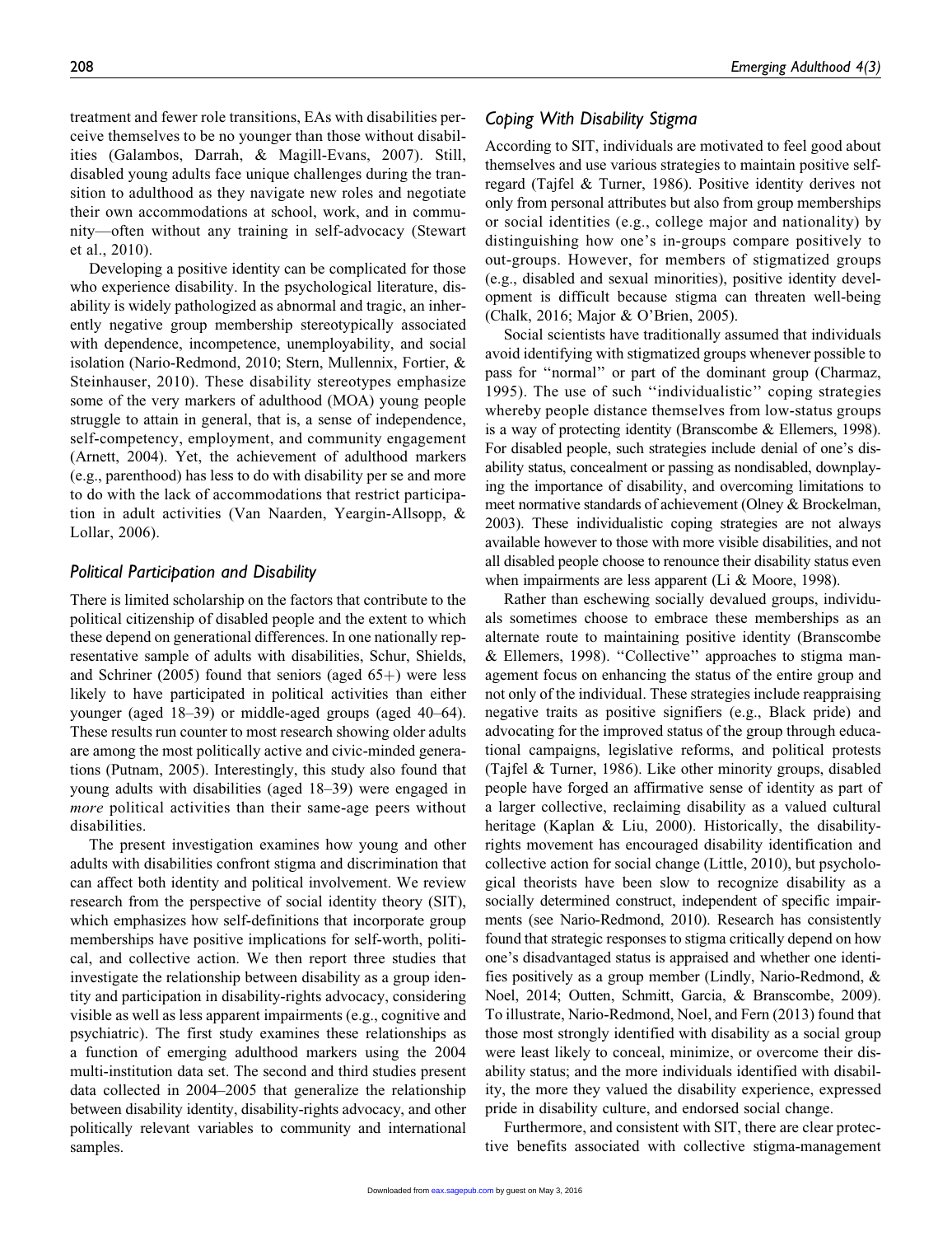treatment and fewer role transitions, EAs with disabilities perceive themselves to be no younger than those without disabilities (Galambos, Darrah, & Magill-Evans, 2007). Still, disabled young adults face unique challenges during the transition to adulthood as they navigate new roles and negotiate their own accommodations at school, work, and in community—often without any training in self-advocacy (Stewart et al., 2010).

Developing a positive identity can be complicated for those who experience disability. In the psychological literature, disability is widely pathologized as abnormal and tragic, an inherently negative group membership stereotypically associated with dependence, incompetence, unemployability, and social isolation (Nario-Redmond, 2010; Stern, Mullennix, Fortier, & Steinhauser, 2010). These disability stereotypes emphasize some of the very markers of adulthood (MOA) young people struggle to attain in general, that is, a sense of independence, self-competency, employment, and community engagement (Arnett, 2004). Yet, the achievement of adulthood markers (e.g., parenthood) has less to do with disability per se and more to do with the lack of accommodations that restrict participation in adult activities (Van Naarden, Yeargin-Allsopp, & Lollar, 2006).

### *Political Participation and Disability*

There is limited scholarship on the factors that contribute to the political citizenship of disabled people and the extent to which these depend on generational differences. In one nationally representative sample of adults with disabilities, Schur, Shields, and Schriner (2005) found that seniors (aged 65+) were less likely to have participated in political activities than either younger (aged 18–39) or middle-aged groups (aged 40–64). These results run counter to most research showing older adults are among the most politically active and civic-minded generations (Putnam, 2005). Interestingly, this study also found that young adults with disabilities (aged 18–39) were engaged in *more* political activities than their same-age peers without disabilities.

The present investigation examines how young and other adults with disabilities confront stigma and discrimination that can affect both identity and political involvement. We review research from the perspective of social identity theory (SIT), which emphasizes how self-definitions that incorporate group memberships have positive implications for self-worth, political, and collective action. We then report three studies that investigate the relationship between disability as a group identity and participation in disability-rights advocacy, considering visible as well as less apparent impairments (e.g., cognitive and psychiatric). The first study examines these relationships as a function of emerging adulthood markers using the 2004 multi-institution data set. The second and third studies present data collected in 2004–2005 that generalize the relationship between disability identity, disability-rights advocacy, and other politically relevant variables to community and international samples.

### *Coping With Disability Stigma*

According to SIT, individuals are motivated to feel good about themselves and use various strategies to maintain positive self-regard (Tajfel & Turner, 1986). Positive identity derives not only from personal attributes but also from group memberships or social identities (e.g., college major and nationality) by distinguishing how one's in-groups compare positively to out-groups. However, for members of stigmatized groups (e.g., disabled and sexual minorities), positive identity development is difficult because stigma can threaten well-being (Chalk, 2016; Major & O'Brien, 2005).

Social scientists have traditionally assumed that individuals avoid identifying with stigmatized groups whenever possible to pass for "normal" or part of the dominant group (Charmaz, 1995). The use of such "individualistic" coping strategies whereby people distance themselves from low-status groups is a way of protecting identity (Branscombe & Ellemers, 1998). For disabled people, such strategies include denial of one's disability status, concealment or passing as nondisabled, downplaying the importance of disability, and overcoming limitations to meet normative standards of achievement (Olney & Brockelman, 2003). These individualistic coping strategies are not always available however to those with more visible disabilities, and not all disabled people choose to renounce their disability status even when impairments are less apparent (Li & Moore, 1998).

Rather than eschewing socially devalued groups, individuals sometimes choose to embrace these memberships as an alternate route to maintaining positive identity (Branscombe & Ellemers, 1998). "Collective" approaches to stigma management focus on enhancing the status of the entire group and not only of the individual. These strategies include reappraising negative traits as positive signifiers (e.g., Black pride) and advocating for the improved status of the group through educational campaigns, legislative reforms, and political protests (Tajfel & Turner, 1986). Like other minority groups, disabled people have forged an affirmative sense of identity as part of a larger collective, reclaiming disability as a valued cultural heritage (Kaplan & Liu, 2000). Historically, the disability-rights movement has encouraged disability identification and collective action for social change (Little, 2010), but psychological theorists have been slow to recognize disability as a socially determined construct, independent of specific impairments (see Nario-Redmond, 2010). Research has consistently found that strategic responses to stigma critically depend on how one's disadvantaged status is appraised and whether one identifies positively as a group member (Lindly, Nario-Redmond, & Noel, 2014; Outten, Schmitt, Garcia, & Branscombe, 2009). To illustrate, Nario-Redmond, Noel, and Fern (2013) found that those most strongly identified with disability as a social group were least likely to conceal, minimize, or overcome their disability status; and the more individuals identified with disability, the more they valued the disability experience, expressed pride in disability culture, and endorsed social change.

Furthermore, and consistent with SIT, there are clear protective benefits associated with collective stigma-management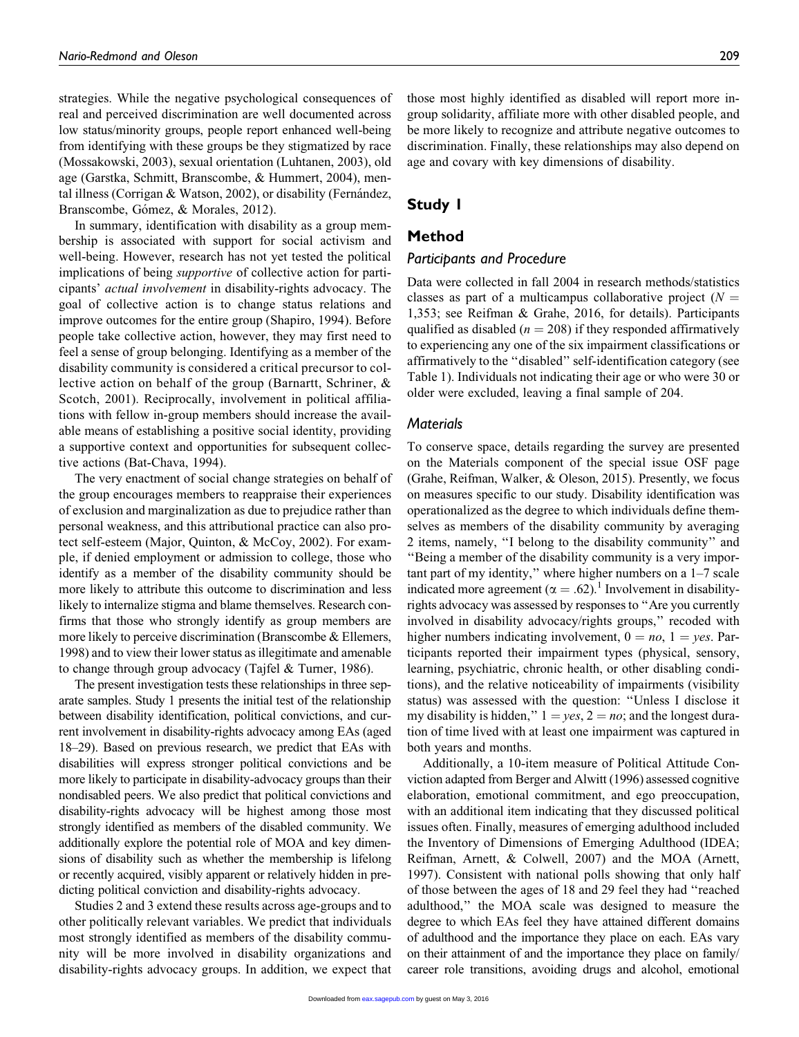strategies. While the negative psychological consequences of real and perceived discrimination are well documented across low status/minority groups, people report enhanced well-being from identifying with these groups be they stigmatized by race (Mossakowski, 2003), sexual orientation (Luhtanen, 2003), old age (Garstka, Schmitt, Branscombe, & Hummert, 2004), mental illness (Corrigan & Watson, 2002), or disability (Fernández, Branscombe, Gómez, & Morales, 2012).

In summary, identification with disability as a group membership is associated with support for social activism and well-being. However, research has not yet tested the political implications of being *supportive* of collective action for participants' *actual involvement* in disability-rights advocacy. The goal of collective action is to change status relations and improve outcomes for the entire group (Shapiro, 1994). Before people take collective action, however, they may first need to feel a sense of group belonging. Identifying as a member of the disability community is considered a critical precursor to collective action on behalf of the group (Barnartt, Schriner, & Scotch, 2001). Reciprocally, involvement in political affiliations with fellow in-group members should increase the available means of establishing a positive social identity, providing a supportive context and opportunities for subsequent collective actions (Bat-Chava, 1994).

The very enactment of social change strategies on behalf of the group encourages members to reappraise their experiences of exclusion and marginalization as due to prejudice rather than personal weakness, and this attributional practice can also protect self-esteem (Major, Quinton, & McCoy, 2002). For example, if denied employment or admission to college, those who identify as a member of the disability community should be more likely to attribute this outcome to discrimination and less likely to internalize stigma and blame themselves. Research confirms that those who strongly identify as group members are more likely to perceive discrimination (Branscombe & Ellemers, 1998) and to view their lower status as illegitimate and amenable to change through group advocacy (Tajfel & Turner, 1986).

The present investigation tests these relationships in three separate samples. Study 1 presents the initial test of the relationship between disability identification, political convictions, and current involvement in disability-rights advocacy among EAs (aged 18–29). Based on previous research, we predict that EAs with disabilities will express stronger political convictions and be more likely to participate in disability-advocacy groups than their nondisabled peers. We also predict that political convictions and disability-rights advocacy will be highest among those most strongly identified as members of the disabled community. We additionally explore the potential role of MOA and key dimensions of disability such as whether the membership is lifelong or recently acquired, visibly apparent or relatively hidden in predicting political conviction and disability-rights advocacy.

Studies 2 and 3 extend these results across age-groups and to other politically relevant variables. We predict that individuals most strongly identified as members of the disability community will be more involved in disability organizations and disability-rights advocacy groups. In addition, we expect that those most highly identified as disabled will report more in-group solidarity, affiliate more with other disabled people, and be more likely to recognize and attribute negative outcomes to discrimination. Finally, these relationships may also depend on age and covary with key dimensions of disability.

## Study 1

### Method

#### Participants and Procedure

Data were collected in fall 2004 in research methods/statistics classes as part of a multicampus collaborative project ($N$ = 1,353; see Reifman & Grahe, 2016, for details). Participants qualified as disabled ($n = 208$) if they responded affirmatively to experiencing any one of the six impairment classifications or affirmatively to the "disabled" self-identification category (see Table 1). Individuals not indicating their age or who were 30 or older were excluded, leaving a final sample of 204.

#### Materials

To conserve space, details regarding the survey are presented on the Materials component of the special issue OSF page (Grahe, Reifman, Walker, & Oleson, 2015). Presently, we focus on measures specific to our study. Disability identification was operationalized as the degree to which individuals define themselves as members of the disability community by averaging 2 items, namely, "I belong to the disability community" and "Being a member of the disability community is a very important part of my identity," where higher numbers on a 1–7 scale indicated more agreement ($\alpha = .62$).[1] Involvement in disability-rights advocacy was assessed by responses to "Are you currently involved in disability advocacy/rights groups," recoded with higher numbers indicating involvement, 0 = *no*, 1 = *yes*. Participants reported their impairment types (physical, sensory, learning, psychiatric, chronic health, or other disabling conditions), and the relative noticeability of impairments (visibility status) was assessed with the question: "Unless I disclose it my disability is hidden," 1 = *yes*, 2 = *no*; and the longest duration of time lived with at least one impairment was captured in both years and months.

Additionally, a 10-item measure of Political Attitude Conviction adapted from Berger and Alwitt (1996) assessed cognitive elaboration, emotional commitment, and ego preoccupation, with an additional item indicating that they discussed political issues often. Finally, measures of emerging adulthood included the Inventory of Dimensions of Emerging Adulthood (IDEA; Reifman, Arnett, & Colwell, 2007) and the MOA (Arnett, 1997). Consistent with national polls showing that only half of those between the ages of 18 and 29 feel they had "reached adulthood," the MOA scale was designed to measure the degree to which EAs feel they have attained different domains of adulthood and the importance they place on each. EAs vary on their attainment of and the importance they place on family/career role transitions, avoiding drugs and alcohol, emotional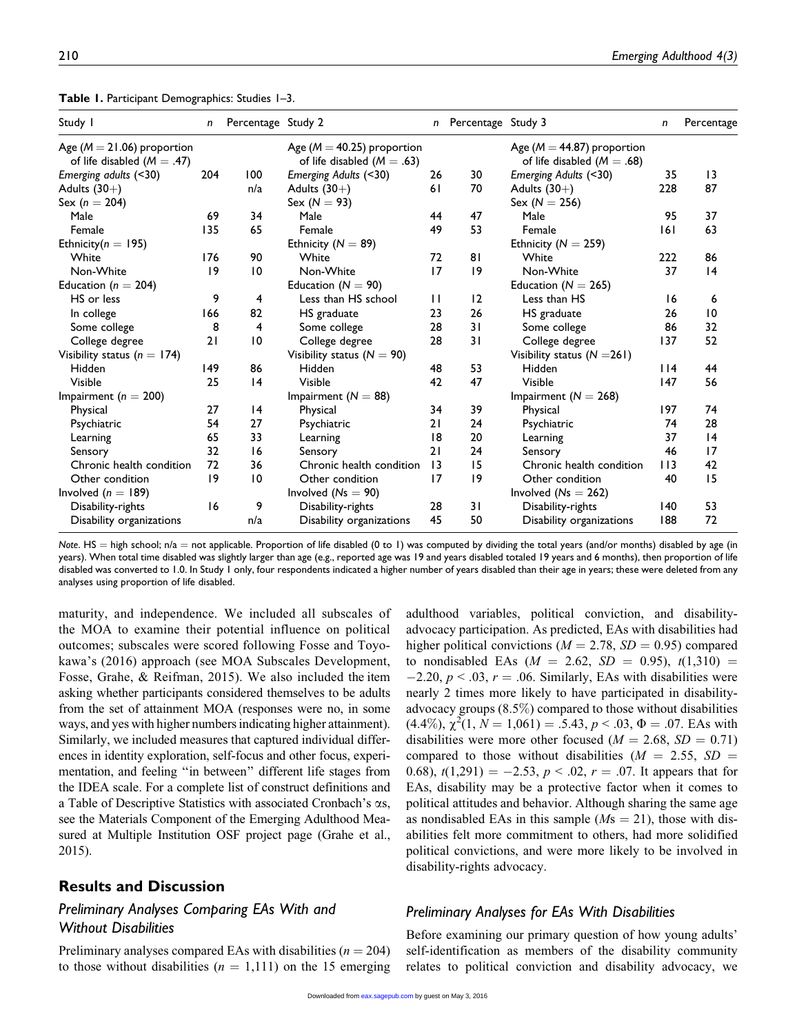**Table 1.** Participant Demographics: Studies 1–3.

| Study 1 | n | Percentage | Study 2 | n | Percentage | Study 3 | n | Percentage |
|---|---|---|---|---|---|---|---|---|
| Age ($M = 21.06$) proportion of life disabled ($M = .47$) | | | Age ($M = 40.25$) proportion of life disabled ($M = .63$) | | | Age ($M = 44.87$) proportion of life disabled ($M = .68$) | | |
| *Emerging adults* (<30) | 204 | 100 | *Emerging Adults* (<30) | 26 | 30 | *Emerging Adults* (<30) | 35 | 13 |
| Adults (30+) | | n/a | Adults (30+) | 61 | 70 | Adults (30+) | 228 | 87 |
| Sex ($n = 204$) | | | Sex ($N = 93$) | | | Sex ($N = 256$) | | |
| Male | 69 | 34 | Male | 44 | 47 | Male | 95 | 37 |
| Female | 135 | 65 | Female | 49 | 53 | Female | 161 | 63 |
| Ethnicity($n = 195$) | | | Ethnicity ($N = 89$) | | | Ethnicity ($N = 259$) | | |
| White | 176 | 90 | White | 72 | 81 | White | 222 | 86 |
| Non-White | 19 | 10 | Non-White | 17 | 19 | Non-White | 37 | 14 |
| Education ($n = 204$) | | | Education ($N = 90$) | | | Education ($N = 265$) | | |
| HS or less | 9 | 4 | Less than HS school | 11 | 12 | Less than HS | 16 | 6 |
| In college | 166 | 82 | HS graduate | 23 | 26 | HS graduate | 26 | 10 |
| Some college | 8 | 4 | Some college | 28 | 31 | Some college | 86 | 32 |
| College degree | 21 | 10 | College degree | 28 | 31 | College degree | 137 | 52 |
| Visibility status ($n = 174$) | | | Visibility status ($N = 90$) | | | Visibility status ($N = 261$) | | |
| Hidden | 149 | 86 | Hidden | 48 | 53 | Hidden | 114 | 44 |
| Visible | 25 | 14 | Visible | 42 | 47 | Visible | 147 | 56 |
| Impairment ($n = 200$) | | | Impairment ($N = 88$) | | | Impairment ($N = 268$) | | |
| Physical | 27 | 14 | Physical | 34 | 39 | Physical | 197 | 74 |
| Psychiatric | 54 | 27 | Psychiatric | 21 | 24 | Psychiatric | 74 | 28 |
| Learning | 65 | 33 | Learning | 18 | 20 | Learning | 37 | 14 |
| Sensory | 32 | 16 | Sensory | 21 | 24 | Sensory | 46 | 17 |
| Chronic health condition | 72 | 36 | Chronic health condition | 13 | 15 | Chronic health condition | 113 | 42 |
| Other condition | 19 | 10 | Other condition | 17 | 19 | Other condition | 40 | 15 |
| Involved ($n = 189$) | | | Involved ($Ns = 90$) | | | Involved ($Ns = 262$) | | |
| Disability-rights | 16 | 9 | Disability-rights | 28 | 31 | Disability-rights | 140 | 53 |
| Disability organizations | | n/a | Disability organizations | 45 | 50 | Disability organizations | 188 | 72 |

*Note.* HS = high school; n/a = not applicable. Proportion of life disabled (0 to 1) was computed by dividing the total years (and/or months) disabled by age (in years). When total time disabled was slightly larger than age (e.g., reported age was 19 and years disabled totaled 19 years and 6 months), then proportion of life disabled was converted to 1.0. In Study 1 only, four respondents indicated a higher number of years disabled than their age in years; these were deleted from any analyses using proportion of life disabled.

maturity, and independence. We included all subscales of the MOA to examine their potential influence on political outcomes; subscales were scored following Fosse and Toyokawa's (2016) approach (see MOA Subscales Development, Fosse, Grahe, & Reifman, 2015). We also included the item asking whether participants considered themselves to be adults from the set of attainment MOA (responses were no, in some ways, and yes with higher numbers indicating higher attainment). Similarly, we included measures that captured individual differences in identity exploration, self-focus and other focus, experimentation, and feeling "in between" different life stages from the IDEA scale. For a complete list of construct definitions and a Table of Descriptive Statistics with associated Cronbach's αs, see the Materials Component of the Emerging Adulthood Measured at Multiple Institution OSF project page (Grahe et al., 2015).

## Results and Discussion

### Preliminary Analyses Comparing EAs With and Without Disabilities

Preliminary analyses compared EAs with disabilities ($n = 204$) to those without disabilities ($n = 1,111$) on the 15 emerging adulthood variables, political conviction, and disability-advocacy participation. As predicted, EAs with disabilities had higher political convictions ($M = 2.78$, $SD = 0.95$) compared to nondisabled EAs ($M = 2.62$, $SD = 0.95$), $t(1,310) = -2.20$, $p < .03$, $r = .06$. Similarly, EAs with disabilities were nearly 2 times more likely to have participated in disability-advocacy groups (8.5%) compared to those without disabilities (4.4%), $\chi^2(1, N = 1,061) = .5.43$, $p < .03$, $\Phi = .07$. EAs with disabilities were more other focused ($M = 2.68$, $SD = 0.71$) compared to those without disabilities ($M = 2.55$, $SD = 0.68$), $t(1,291) = -2.53$, $p < .02$, $r = .07$. It appears that for EAs, disability may be a protective factor when it comes to political attitudes and behavior. Although sharing the same age as nondisabled EAs in this sample ($Ms = 21$), those with disabilities felt more commitment to others, had more solidified political convictions, and were more likely to be involved in disability-rights advocacy.

### Preliminary Analyses for EAs With Disabilities

Before examining our primary question of how young adults' self-identification as members of the disability community relates to political conviction and disability advocacy, we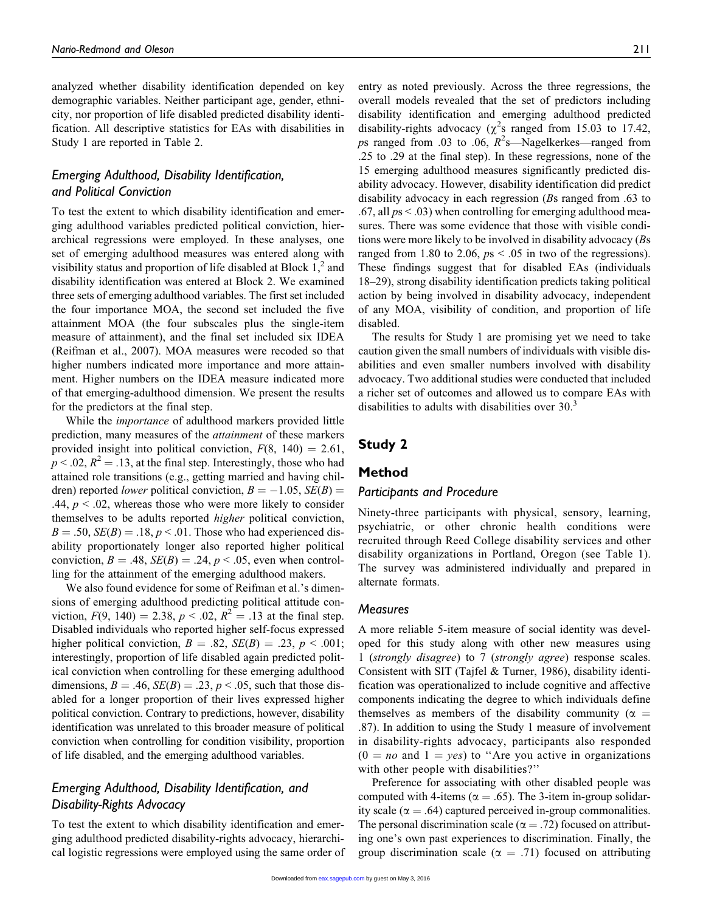analyzed whether disability identification depended on key demographic variables. Neither participant age, gender, ethnicity, nor proportion of life disabled predicted disability identification. All descriptive statistics for EAs with disabilities in Study 1 are reported in Table 2.

### *Emerging Adulthood, Disability Identification, and Political Conviction*

To test the extent to which disability identification and emerging adulthood variables predicted political conviction, hierarchical regressions were employed. In these analyses, one set of emerging adulthood measures was entered along with visibility status and proportion of life disabled at Block 1,[2] and disability identification was entered at Block 2. We examined three sets of emerging adulthood variables. The first set included the four importance MOA, the second set included the five attainment MOA (the four subscales plus the single-item measure of attainment), and the final set included six IDEA (Reifman et al., 2007). MOA measures were recoded so that higher numbers indicated more importance and more attainment. Higher numbers on the IDEA measure indicated more of that emerging-adulthood dimension. We present the results for the predictors at the final step.

While the *importance* of adulthood markers provided little prediction, many measures of the *attainment* of these markers provided insight into political conviction, $F(8, 140) = 2.61$, $p < .02$, $R^2 = .13$, at the final step. Interestingly, those who had attained role transitions (e.g., getting married and having children) reported *lower* political conviction, $B = -1.05$, $SE(B) = .44$, $p < .02$, whereas those who were more likely to consider themselves to be adults reported *higher* political conviction, $B = .50$, $SE(B) = .18$, $p < .01$. Those who had experienced disability proportionately longer also reported higher political conviction, $B = .48$, $SE(B) = .24$, $p < .05$, even when controlling for the attainment of the emerging adulthood makers.

We also found evidence for some of Reifman et al.'s dimensions of emerging adulthood predicting political attitude conviction, $F(9, 140) = 2.38$, $p < .02$, $R^2 = .13$ at the final step. Disabled individuals who reported higher self-focus expressed higher political conviction, $B = .82$, $SE(B) = .23$, $p < .001$; interestingly, proportion of life disabled again predicted political conviction when controlling for these emerging adulthood dimensions, $B = .46$, $SE(B) = .23$, $p < .05$, such that those disabled for a longer proportion of their lives expressed higher political conviction. Contrary to predictions, however, disability identification was unrelated to this broader measure of political conviction when controlling for condition visibility, proportion of life disabled, and the emerging adulthood variables.

### *Emerging Adulthood, Disability Identification, and Disability-Rights Advocacy*

To test the extent to which disability identification and emerging adulthood predicted disability-rights advocacy, hierarchical logistic regressions were employed using the same order of entry as noted previously. Across the three regressions, the overall models revealed that the set of predictors including disability identification and emerging adulthood predicted disability-rights advocacy ($\chi^2$s ranged from 15.03 to 17.42, *p*s ranged from .03 to .06, $R^2$s—Nagelkerkes—ranged from .25 to .29 at the final step). In these regressions, none of the 15 emerging adulthood measures significantly predicted disability advocacy. However, disability identification did predict disability advocacy in each regression (*B*s ranged from .63 to .67, all $ps < .03$) when controlling for emerging adulthood measures. There was some evidence that those with visible conditions were more likely to be involved in disability advocacy (*B*s ranged from 1.80 to 2.06, $ps < .05$ in two of the regressions). These findings suggest that for disabled EAs (individuals 18–29), strong disability identification predicts taking political action by being involved in disability advocacy, independent of any MOA, visibility of condition, and proportion of life disabled.

The results for Study 1 are promising yet we need to take caution given the small numbers of individuals with visible disabilities and even smaller numbers involved with disability advocacy. Two additional studies were conducted that included a richer set of outcomes and allowed us to compare EAs with disabilities to adults with disabilities over 30.[3]

## Study 2

### Method

### *Participants and Procedure*

Ninety-three participants with physical, sensory, learning, psychiatric, or other chronic health conditions were recruited through Reed College disability services and other disability organizations in Portland, Oregon (see Table 1). The survey was administered individually and prepared in alternate formats.

### *Measures*

A more reliable 5-item measure of social identity was developed for this study along with other new measures using 1 (*strongly disagree*) to 7 (*strongly agree*) response scales. Consistent with SIT (Tajfel & Turner, 1986), disability identification was operationalized to include cognitive and affective components indicating the degree to which individuals define themselves as members of the disability community ($\alpha = .87$). In addition to using the Study 1 measure of involvement in disability-rights advocacy, participants also responded ($0 =$ *no* and $1 =$ *yes*) to "Are you active in organizations with other people with disabilities?"

Preference for associating with other disabled people was computed with 4-items ($\alpha = .65$). The 3-item in-group solidarity scale ($\alpha = .64$) captured perceived in-group commonalities. The personal discrimination scale ($\alpha = .72$) focused on attributing one's own past experiences to discrimination. Finally, the group discrimination scale ($\alpha = .71$) focused on attributing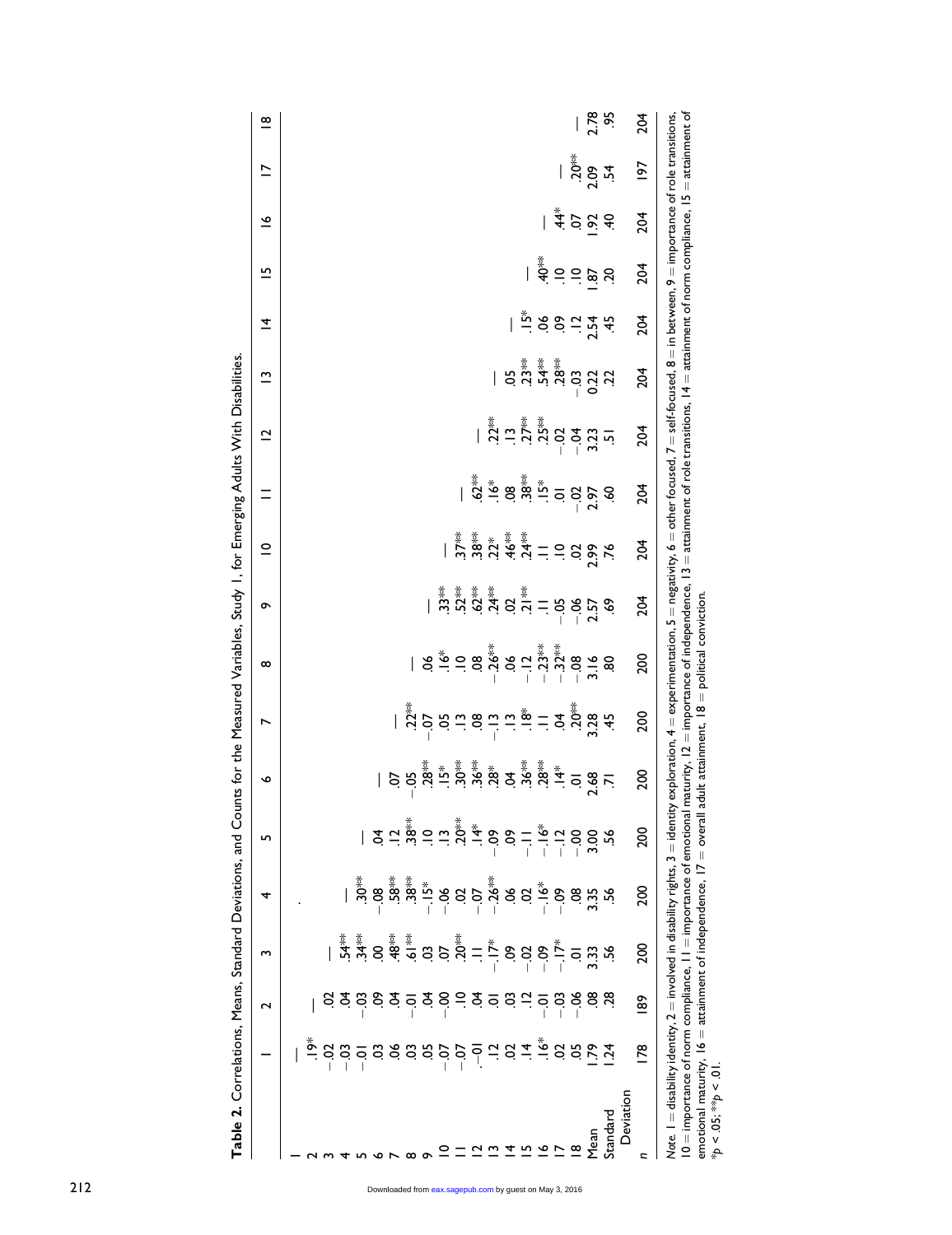**Table 2.** Correlations, Means, Standard Deviations, and Counts for the Measured Variables, Study 1, for Emerging Adults With Disabilities.

| | 1 | 2 | 3 | 4 | 5 | 6 | 7 | 8 | 9 | 10 | 11 | 12 | 13 | 14 | 15 | 16 | 17 | 18 |
|---|---|---|---|---|---|---|---|---|---|---|---|---|---|---|---|---|---|---|
| 1 | — | | | | | | | | | | | | | | | | | |
| 2 | .19* | — | | | | | | | | | | | | | | | | |
| 3 | −.02 | .02 | — | | | | | | | | | | | | | | | |
| 4 | −.03 | .04 | .54** | — | | | | | | | | | | | | | | |
| 5 | −.01 | −.03 | .34** | .30** | — | | | | | | | | | | | | | |
| 6 | .03 | .09 | .00 | −.08 | .04 | — | | | | | | | | | | | | |
| 7 | .06 | .04 | .48** | .58** | .12 | .07 | — | | | | | | | | | | | |
| 8 | .03 | −.01 | .61** | .38** | .38** | −.05 | .22** | — | | | | | | | | | | |
| 9 | .05 | .04 | .03 | −.15* | .10 | .28** | −.07 | .06 | — | | | | | | | | | |
| 10 | −.07 | −.00 | .07 | −.06 | .13 | .15* | .05 | .16* | .33** | — | | | | | | | | |
| 11 | −.07 | .10 | .20** | .02 | .20** | .30** | .13 | .10 | .52** | .37** | — | | | | | | | |
| 12 | −.01 | .04 | .11 | −.07 | .14* | .36** | .08 | .08 | .62** | .38** | .62** | — | | | | | | |
| 13 | .12 | .01 | −.17* | −.26** | −.09 | .28* | −.13 | −.26** | .24** | .22* | .16* | .22** | — | | | | | |
| 14 | .02 | .03 | .09 | .06 | .09 | .04 | .13 | .06 | .02 | .46** | .08 | .13 | .05 | — | | | | |
| 15 | .14 | .12 | −.02 | .02 | −.11 | .36** | .18* | −.12 | .21** | .24** | .38** | .27** | .23** | .15* | — | | | |
| 16 | .16* | −.01 | −.09 | −.16* | −.16* | .28** | .11 | −.23** | .11 | .11 | .15* | .25** | .54** | .06 | .40** | — | | |
| 17 | .02 | −.03 | −.17* | −.09 | −.12 | .14* | .04 | −.32** | −.05 | .10 | .01 | −.02 | .28** | .09 | .10 | .44* | — | |
| 18 | .05 | −.06 | .01 | .08 | −.00 | .01 | .20** | −.08 | −.06 | .02 | −.02 | −.04 | −.03 | .12 | .10 | .07 | .20** | — |
| Mean | 1.79 | .08 | 3.33 | 3.35 | 3.00 | 2.68 | 3.28 | 3.16 | 2.57 | 2.99 | 2.97 | 3.23 | 0.22 | 2.54 | 1.87 | 1.92 | 2.09 | 2.78 |
| Standard Deviation | 1.24 | .28 | .56 | .56 | .56 | .71 | .45 | .80 | .69 | .76 | .60 | .51 | .22 | .45 | .20 | .40 | .54 | .95 |
| *n* | 178 | 189 | 200 | 200 | 200 | 200 | 200 | 200 | 204 | 204 | 204 | 204 | 204 | 204 | 204 | 204 | 197 | 204 |

*Note.* 1 = disability identity, 2 = involved in disability rights, 3 = identity exploration, 4 = experimentation, 5 = negativity, 6 = other focused, 7 = self-focused, 8 = in between, 9 = importance of role transitions, 10 = importance of norm compliance, 11 = importance of emotional maturity, 12 = importance of independence, 13 = attainment of role transitions, 14 = attainment of norm compliance, 15 = attainment of emotional maturity, 16 = attainment of independence, 17 = overall adult attainment, 18 = political conviction.
*$p < .05$; **$p < .01$.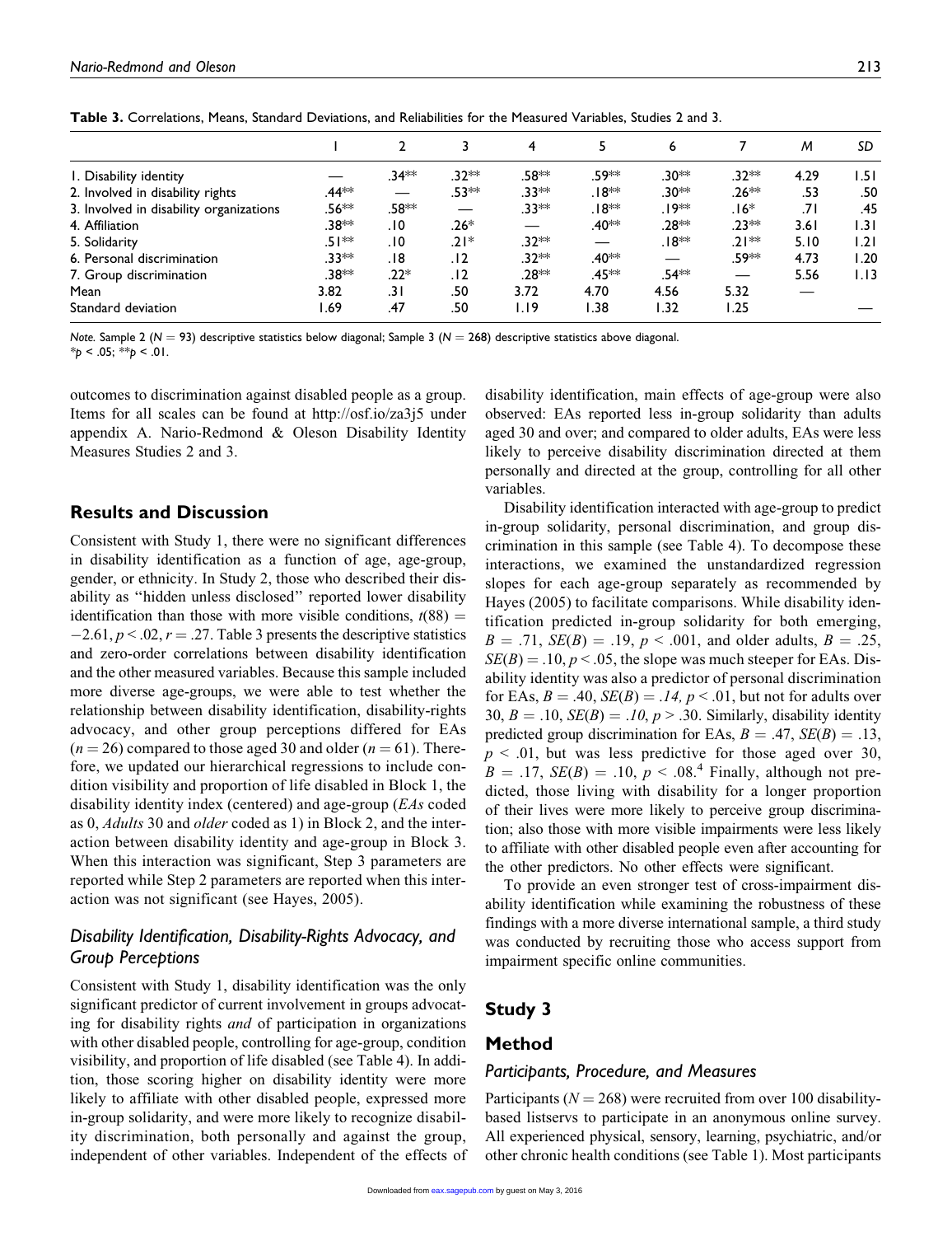**Table 3.** Correlations, Means, Standard Deviations, and Reliabilities for the Measured Variables, Studies 2 and 3.

| | 1 | 2 | 3 | 4 | 5 | 6 | 7 | *M* | *SD* |
|---|---|---|---|---|---|---|---|---|---|
| 1. Disability identity | — | .34** | .32** | .58** | .59** | .30** | .32** | 4.29 | 1.51 |
| 2. Involved in disability rights | .44** | — | .53** | .33** | .18** | .30** | .26** | .53 | .50 |
| 3. Involved in disability organizations | .56** | .58** | — | .33** | .18** | .19** | .16* | .71 | .45 |
| 4. Affiliation | .38** | .10 | .26* | — | .40** | .28** | .23** | 3.61 | 1.31 |
| 5. Solidarity | .51** | .10 | .21* | .32** | — | .18** | .21** | 5.10 | 1.21 |
| 6. Personal discrimination | .33** | .18 | .12 | .32** | .40** | — | .59** | 4.73 | 1.20 |
| 7. Group discrimination | .38** | .22* | .12 | .28** | .45** | .54** | — | 5.56 | 1.13 |
| Mean | 3.82 | .31 | .50 | 3.72 | 4.70 | 4.56 | 5.32 | — | |
| Standard deviation | 1.69 | .47 | .50 | 1.19 | 1.38 | 1.32 | 1.25 | | — |

*Note.* Sample 2 ($N = 93$) descriptive statistics below diagonal; Sample 3 ($N = 268$) descriptive statistics above diagonal.
*$p < .05$; **$p < .01$.

outcomes to discrimination against disabled people as a group. Items for all scales can be found at http://osf.io/za3j5 under appendix A. Nario-Redmond & Oleson Disability Identity Measures Studies 2 and 3.

## Results and Discussion

Consistent with Study 1, there were no significant differences in disability identification as a function of age, age-group, gender, or ethnicity. In Study 2, those who described their disability as ''hidden unless disclosed'' reported lower disability identification than those with more visible conditions, $t(88) = -2.61$, $p < .02$, $r = .27$. Table 3 presents the descriptive statistics and zero-order correlations between disability identification and the other measured variables. Because this sample included more diverse age-groups, we were able to test whether the relationship between disability identification, disability-rights advocacy, and other group perceptions differed for EAs ($n = 26$) compared to those aged 30 and older ($n = 61$). Therefore, we updated our hierarchical regressions to include condition visibility and proportion of life disabled in Block 1, the disability identity index (centered) and age-group (*EAs* coded as 0, *Adults* 30 and *older* coded as 1) in Block 2, and the interaction between disability identity and age-group in Block 3. When this interaction was significant, Step 3 parameters are reported while Step 2 parameters are reported when this interaction was not significant (see Hayes, 2005).

### Disability Identification, Disability-Rights Advocacy, and Group Perceptions

Consistent with Study 1, disability identification was the only significant predictor of current involvement in groups advocating for disability rights *and* of participation in organizations with other disabled people, controlling for age-group, condition visibility, and proportion of life disabled (see Table 4). In addition, those scoring higher on disability identity were more likely to affiliate with other disabled people, expressed more in-group solidarity, and were more likely to recognize disability discrimination, both personally and against the group, independent of other variables. Independent of the effects of disability identification, main effects of age-group were also observed: EAs reported less in-group solidarity than adults aged 30 and over; and compared to older adults, EAs were less likely to perceive disability discrimination directed at them personally and directed at the group, controlling for all other variables.

Disability identification interacted with age-group to predict in-group solidarity, personal discrimination, and group discrimination in this sample (see Table 4). To decompose these interactions, we examined the unstandardized regression slopes for each age-group separately as recommended by Hayes (2005) to facilitate comparisons. While disability identification predicted in-group solidarity for both emerging, $B = .71$, $SE(B) = .19$, $p < .001$, and older adults, $B = .25$, $SE(B) = .10$, $p < .05$, the slope was much steeper for EAs. Disability identity was also a predictor of personal discrimination for EAs, $B = .40$, $SE(B) = .14$, $p < .01$, but not for adults over 30, $B = .10$, $SE(B) = .10$, $p > .30$. Similarly, disability identity predicted group discrimination for EAs, $B = .47$, $SE(B) = .13$, $p < .01$, but was less predictive for those aged over 30, $B = .17$, $SE(B) = .10$, $p < .08$.[4] Finally, although not predicted, those living with disability for a longer proportion of their lives were more likely to perceive group discrimination; also those with more visible impairments were less likely to affiliate with other disabled people even after accounting for the other predictors. No other effects were significant.

To provide an even stronger test of cross-impairment disability identification while examining the robustness of these findings with a more diverse international sample, a third study was conducted by recruiting those who access support from impairment specific online communities.

## Study 3

## Method

### Participants, Procedure, and Measures

Participants ($N = 268$) were recruited from over 100 disability-based listservs to participate in an anonymous online survey. All experienced physical, sensory, learning, psychiatric, and/or other chronic health conditions (see Table 1). Most participants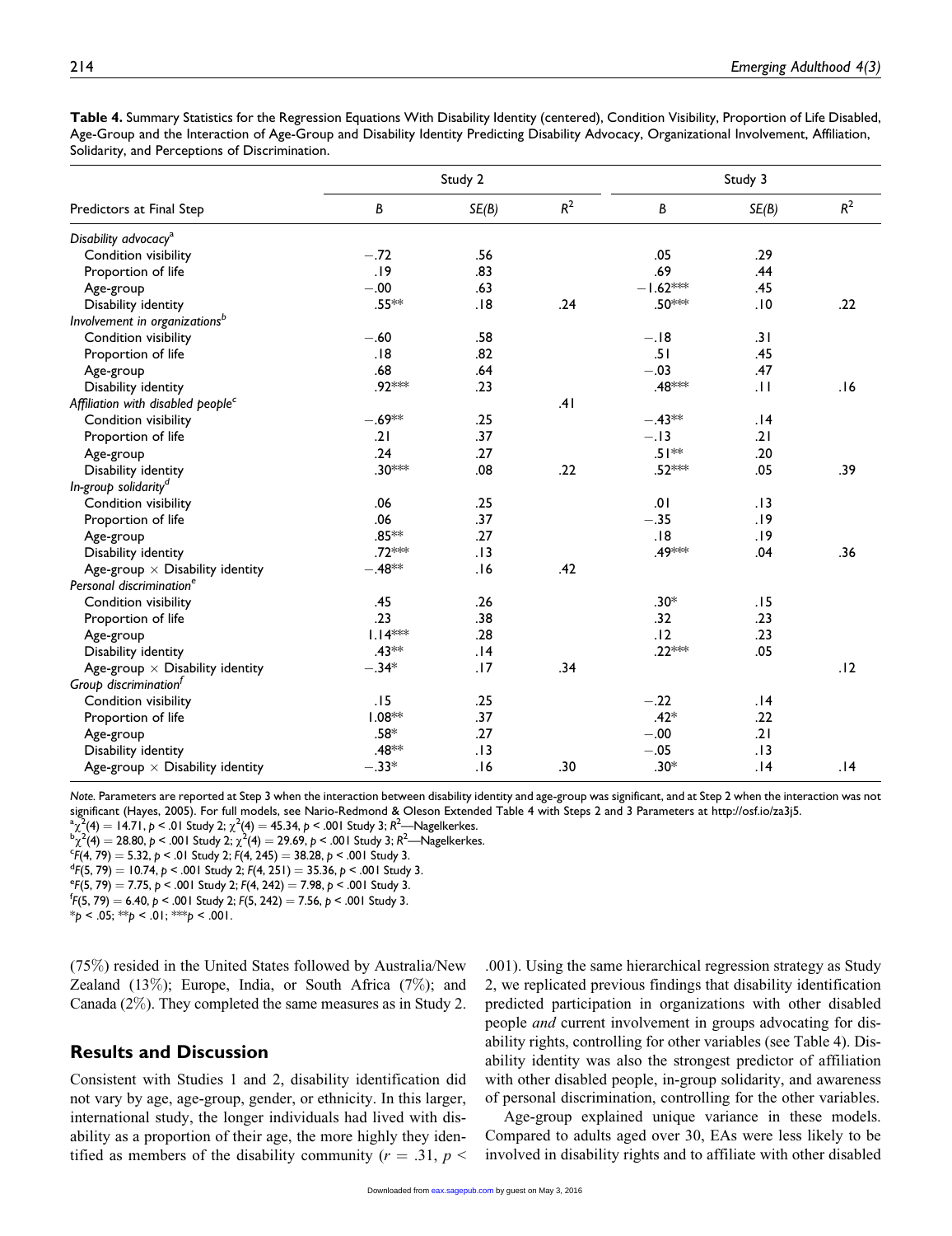**Table 4.** Summary Statistics for the Regression Equations With Disability Identity (centered), Condition Visibility, Proportion of Life Disabled, Age-Group and the Interaction of Age-Group and Disability Identity Predicting Disability Advocacy, Organizational Involvement, Affiliation, Solidarity, and Perceptions of Discrimination.

| | Study 2 | | | Study 3 | | |
|---|---|---|---|---|---|---|
| Predictors at Final Step | *B* | *SE(B)* | $R^2$ | *B* | *SE(B)* | $R^2$ |
| *Disability advocacy*[a] | | | | | | |
| Condition visibility | −.72 | .56 | | .05 | .29 | |
| Proportion of life | .19 | .83 | | .69 | .44 | |
| Age-group | −.00 | .63 | | −1.62*** | .45 | |
| Disability identity | .55** | .18 | .24 | .50*** | .10 | .22 |
| *Involvement in organizations*[b] | | | | | | |
| Condition visibility | −.60 | .58 | | −.18 | .31 | |
| Proportion of life | .18 | .82 | | .51 | .45 | |
| Age-group | .68 | .64 | | −.03 | .47 | |
| Disability identity | .92*** | .23 | | .48*** | .11 | .16 |
| *Affiliation with disabled people*[c] | | | .41 | | | |
| Condition visibility | −.69** | .25 | | −.43** | .14 | |
| Proportion of life | .21 | .37 | | −.13 | .21 | |
| Age-group | .24 | .27 | | .51** | .20 | |
| Disability identity | .30*** | .08 | .22 | .52*** | .05 | .39 |
| *In-group solidarity*[d] | | | | | | |
| Condition visibility | .06 | .25 | | .01 | .13 | |
| Proportion of life | .06 | .37 | | −.35 | .19 | |
| Age-group | .85** | .27 | | .18 | .19 | |
| Disability identity | .72*** | .13 | | .49*** | .04 | .36 |
| Age-group × Disability identity | −.48** | .16 | .42 | | | |
| *Personal discrimination*[e] | | | | | | |
| Condition visibility | .45 | .26 | | .30* | .15 | |
| Proportion of life | .23 | .38 | | .32 | .23 | |
| Age-group | 1.14*** | .28 | | .12 | .23 | |
| Disability identity | .43** | .14 | | .22*** | .05 | |
| Age-group × Disability identity | −.34* | .17 | .34 | | | .12 |
| *Group discrimination*[f] | | | | | | |
| Condition visibility | .15 | .25 | | −.22 | .14 | |
| Proportion of life | 1.08** | .37 | | .42* | .22 | |
| Age-group | .58* | .27 | | −.00 | .21 | |
| Disability identity | .48** | .13 | | −.05 | .13 | |
| Age-group × Disability identity | −.33* | .16 | .30 | .30* | .14 | .14 |

*Note.* Parameters are reported at Step 3 when the interaction between disability identity and age-group was significant, and at Step 2 when the interaction was not significant (Hayes, 2005). For full models, see Nario-Redmond & Oleson Extended Table 4 with Steps 2 and 3 Parameters at http://osf.io/za3j5.

[a] $\chi^2(4) = 14.71$, $p < .01$ Study 2; $\chi^2(4) = 45.34$, $p < .001$ Study 3; $R^2$—Nagelkerkes.
[b] $\chi^2(4) = 28.80$, $p < .001$ Study 2; $\chi^2(4) = 29.69$, $p < .001$ Study 3; $R^2$—Nagelkerkes.
[c] $F(4, 79) = 5.32$, $p < .01$ Study 2; $F(4, 245) = 38.28$, $p < .001$ Study 3.
[d] $F(5, 79) = 10.74$, $p < .001$ Study 2; $F(4, 251) = 35.36$, $p < .001$ Study 3.
[e] $F(5, 79) = 7.75$, $p < .001$ Study 2; $F(4, 242) = 7.98$, $p < .001$ Study 3.
[f] $F(5, 79) = 6.40$, $p < .001$ Study 2; $F(5, 242) = 7.56$, $p < .001$ Study 3.
*$p < .05$; **$p < .01$; ***$p < .001$.

(75%) resided in the United States followed by Australia/New Zealand (13%); Europe, India, or South Africa (7%); and Canada (2%). They completed the same measures as in Study 2.

## Results and Discussion

Consistent with Studies 1 and 2, disability identification did not vary by age, age-group, gender, or ethnicity. In this larger, international study, the longer individuals had lived with disability as a proportion of their age, the more highly they identified as members of the disability community ($r = .31$, $p < .001$). Using the same hierarchical regression strategy as Study 2, we replicated previous findings that disability identification predicted participation in organizations with other disabled people *and* current involvement in groups advocating for disability rights, controlling for other variables (see Table 4). Disability identity was also the strongest predictor of affiliation with other disabled people, in-group solidarity, and awareness of personal discrimination, controlling for the other variables.

Age-group explained unique variance in these models. Compared to adults aged over 30, EAs were less likely to be involved in disability rights and to affiliate with other disabled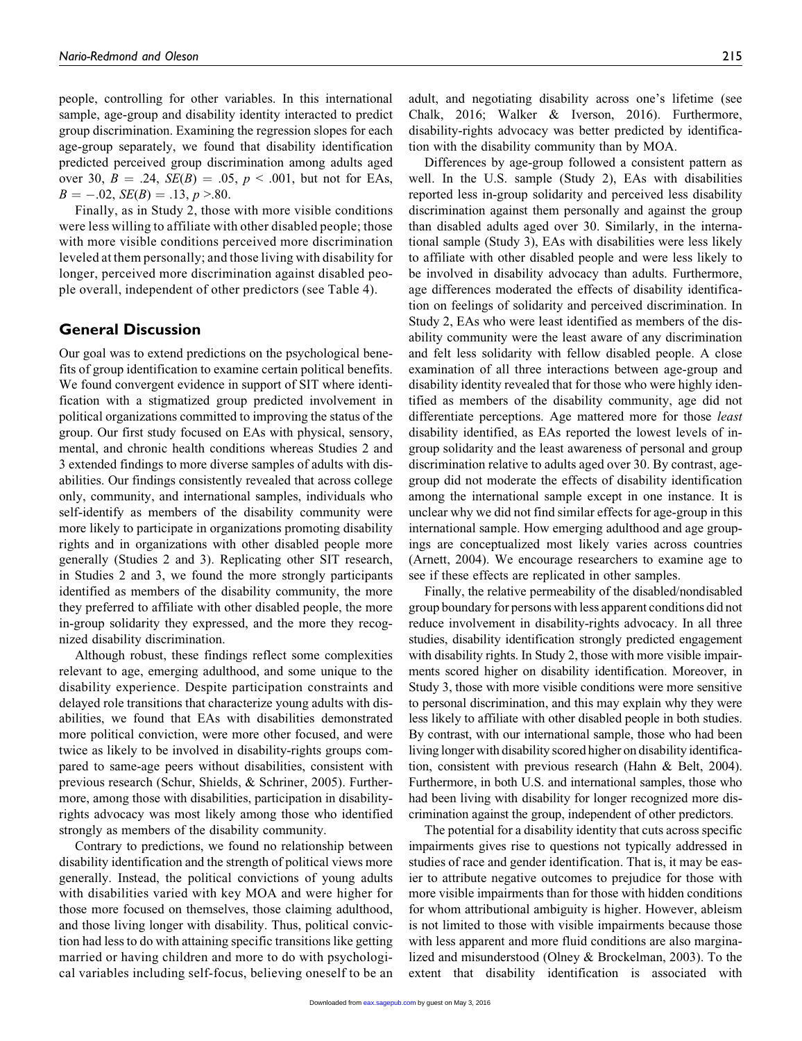people, controlling for other variables. In this international sample, age-group and disability identity interacted to predict group discrimination. Examining the regression slopes for each age-group separately, we found that disability identification predicted perceived group discrimination among adults aged over 30, $B = .24$, $SE(B) = .05$, $p < .001$, but not for EAs, $B = -.02$, $SE(B) = .13$, $p > .80$.

Finally, as in Study 2, those with more visible conditions were less willing to affiliate with other disabled people; those with more visible conditions perceived more discrimination leveled at them personally; and those living with disability for longer, perceived more discrimination against disabled people overall, independent of other predictors (see Table 4).

## General Discussion

Our goal was to extend predictions on the psychological benefits of group identification to examine certain political benefits. We found convergent evidence in support of SIT where identification with a stigmatized group predicted involvement in political organizations committed to improving the status of the group. Our first study focused on EAs with physical, sensory, mental, and chronic health conditions whereas Studies 2 and 3 extended findings to more diverse samples of adults with disabilities. Our findings consistently revealed that across college only, community, and international samples, individuals who self-identify as members of the disability community were more likely to participate in organizations promoting disability rights and in organizations with other disabled people more generally (Studies 2 and 3). Replicating other SIT research, in Studies 2 and 3, we found the more strongly participants identified as members of the disability community, the more they preferred to affiliate with other disabled people, the more in-group solidarity they expressed, and the more they recognized disability discrimination.

Although robust, these findings reflect some complexities relevant to age, emerging adulthood, and some unique to the disability experience. Despite participation constraints and delayed role transitions that characterize young adults with disabilities, we found that EAs with disabilities demonstrated more political conviction, were more other focused, and were twice as likely to be involved in disability-rights groups compared to same-age peers without disabilities, consistent with previous research (Schur, Shields, & Schriner, 2005). Furthermore, among those with disabilities, participation in disability-rights advocacy was most likely among those who identified strongly as members of the disability community.

Contrary to predictions, we found no relationship between disability identification and the strength of political views more generally. Instead, the political convictions of young adults with disabilities varied with key MOA and were higher for those more focused on themselves, those claiming adulthood, and those living longer with disability. Thus, political conviction had less to do with attaining specific transitions like getting married or having children and more to do with psychological variables including self-focus, believing oneself to be an adult, and negotiating disability across one's lifetime (see Chalk, 2016; Walker & Iverson, 2016). Furthermore, disability-rights advocacy was better predicted by identification with the disability community than by MOA.

Differences by age-group followed a consistent pattern as well. In the U.S. sample (Study 2), EAs with disabilities reported less in-group solidarity and perceived less disability discrimination against them personally and against the group than disabled adults aged over 30. Similarly, in the international sample (Study 3), EAs with disabilities were less likely to affiliate with other disabled people and were less likely to be involved in disability advocacy than adults. Furthermore, age differences moderated the effects of disability identification on feelings of solidarity and perceived discrimination. In Study 2, EAs who were least identified as members of the disability community were the least aware of any discrimination and felt less solidarity with fellow disabled people. A close examination of all three interactions between age-group and disability identity revealed that for those who were highly identified as members of the disability community, age did not differentiate perceptions. Age mattered more for those *least* disability identified, as EAs reported the lowest levels of in-group solidarity and the least awareness of personal and group discrimination relative to adults aged over 30. By contrast, age-group did not moderate the effects of disability identification among the international sample except in one instance. It is unclear why we did not find similar effects for age-group in this international sample. How emerging adulthood and age groupings are conceptualized most likely varies across countries (Arnett, 2004). We encourage researchers to examine age to see if these effects are replicated in other samples.

Finally, the relative permeability of the disabled/nondisabled group boundary for persons with less apparent conditions did not reduce involvement in disability-rights advocacy. In all three studies, disability identification strongly predicted engagement with disability rights. In Study 2, those with more visible impairments scored higher on disability identification. Moreover, in Study 3, those with more visible conditions were more sensitive to personal discrimination, and this may explain why they were less likely to affiliate with other disabled people in both studies. By contrast, with our international sample, those who had been living longer with disability scored higher on disability identification, consistent with previous research (Hahn & Belt, 2004). Furthermore, in both U.S. and international samples, those who had been living with disability for longer recognized more discrimination against the group, independent of other predictors.

The potential for a disability identity that cuts across specific impairments gives rise to questions not typically addressed in studies of race and gender identification. That is, it may be easier to attribute negative outcomes to prejudice for those with more visible impairments than for those with hidden conditions for whom attributional ambiguity is higher. However, ableism is not limited to those with visible impairments because those with less apparent and more fluid conditions are also marginalized and misunderstood (Olney & Brockelman, 2003). To the extent that disability identification is associated with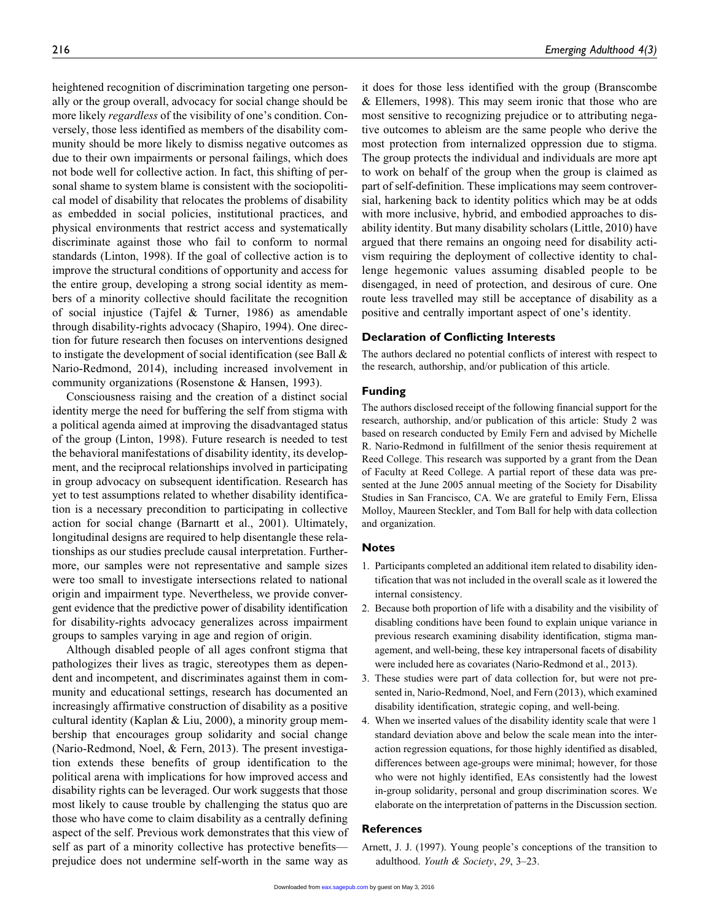heightened recognition of discrimination targeting one personally or the group overall, advocacy for social change should be more likely *regardless* of the visibility of one's condition. Conversely, those less identified as members of the disability community should be more likely to dismiss negative outcomes as due to their own impairments or personal failings, which does not bode well for collective action. In fact, this shifting of personal shame to system blame is consistent with the sociopolitical model of disability that relocates the problems of disability as embedded in social policies, institutional practices, and physical environments that restrict access and systematically discriminate against those who fail to conform to normal standards (Linton, 1998). If the goal of collective action is to improve the structural conditions of opportunity and access for the entire group, developing a strong social identity as members of a minority collective should facilitate the recognition of social injustice (Tajfel & Turner, 1986) as amendable through disability-rights advocacy (Shapiro, 1994). One direction for future research then focuses on interventions designed to instigate the development of social identification (see Ball & Nario-Redmond, 2014), including increased involvement in community organizations (Rosenstone & Hansen, 1993).

Consciousness raising and the creation of a distinct social identity merge the need for buffering the self from stigma with a political agenda aimed at improving the disadvantaged status of the group (Linton, 1998). Future research is needed to test the behavioral manifestations of disability identity, its development, and the reciprocal relationships involved in participating in group advocacy on subsequent identification. Research has yet to test assumptions related to whether disability identification is a necessary precondition to participating in collective action for social change (Barnartt et al., 2001). Ultimately, longitudinal designs are required to help disentangle these relationships as our studies preclude causal interpretation. Furthermore, our samples were not representative and sample sizes were too small to investigate intersections related to national origin and impairment type. Nevertheless, we provide convergent evidence that the predictive power of disability identification for disability-rights advocacy generalizes across impairment groups to samples varying in age and region of origin.

Although disabled people of all ages confront stigma that pathologizes their lives as tragic, stereotypes them as dependent and incompetent, and discriminates against them in community and educational settings, research has documented an increasingly affirmative construction of disability as a positive cultural identity (Kaplan & Liu, 2000), a minority group membership that encourages group solidarity and social change (Nario-Redmond, Noel, & Fern, 2013). The present investigation extends these benefits of group identification to the political arena with implications for how improved access and disability rights can be leveraged. Our work suggests that those most likely to cause trouble by challenging the status quo are those who have come to claim disability as a centrally defining aspect of the self. Previous work demonstrates that this view of self as part of a minority collective has protective benefits—prejudice does not undermine self-worth in the same way as it does for those less identified with the group (Branscombe & Ellemers, 1998). This may seem ironic that those who are most sensitive to recognizing prejudice or to attributing negative outcomes to ableism are the same people who derive the most protection from internalized oppression due to stigma. The group protects the individual and individuals are more apt to work on behalf of the group when the group is claimed as part of self-definition. These implications may seem controversial, harkening back to identity politics which may be at odds with more inclusive, hybrid, and embodied approaches to disability identity. But many disability scholars (Little, 2010) have argued that there remains an ongoing need for disability activism requiring the deployment of collective identity to challenge hegemonic values assuming disabled people to be disengaged, in need of protection, and desirous of cure. One route less travelled may still be acceptance of disability as a positive and centrally important aspect of one's identity.

## Declaration of Conflicting Interests

The authors declared no potential conflicts of interest with respect to the research, authorship, and/or publication of this article.

## Funding

The authors disclosed receipt of the following financial support for the research, authorship, and/or publication of this article: Study 2 was based on research conducted by Emily Fern and advised by Michelle R. Nario-Redmond in fulfillment of the senior thesis requirement at Reed College. This research was supported by a grant from the Dean of Faculty at Reed College. A partial report of these data was presented at the June 2005 annual meeting of the Society for Disability Studies in San Francisco, CA. We are grateful to Emily Fern, Elissa Molloy, Maureen Steckler, and Tom Ball for help with data collection and organization.

## Notes

1. Participants completed an additional item related to disability identification that was not included in the overall scale as it lowered the internal consistency.
2. Because both proportion of life with a disability and the visibility of disabling conditions have been found to explain unique variance in previous research examining disability identification, stigma management, and well-being, these key intrapersonal facets of disability were included here as covariates (Nario-Redmond et al., 2013).
3. These studies were part of data collection for, but were not presented in, Nario-Redmond, Noel, and Fern (2013), which examined disability identification, strategic coping, and well-being.
4. When we inserted values of the disability identity scale that were 1 standard deviation above and below the scale mean into the interaction regression equations, for those highly identified as disabled, differences between age-groups were minimal; however, for those who were not highly identified, EAs consistently had the lowest in-group solidarity, personal and group discrimination scores. We elaborate on the interpretation of patterns in the Discussion section.

## References

Arnett, J. J. (1997). Young people's conceptions of the transition to adulthood. *Youth & Society*, *29*, 3–23.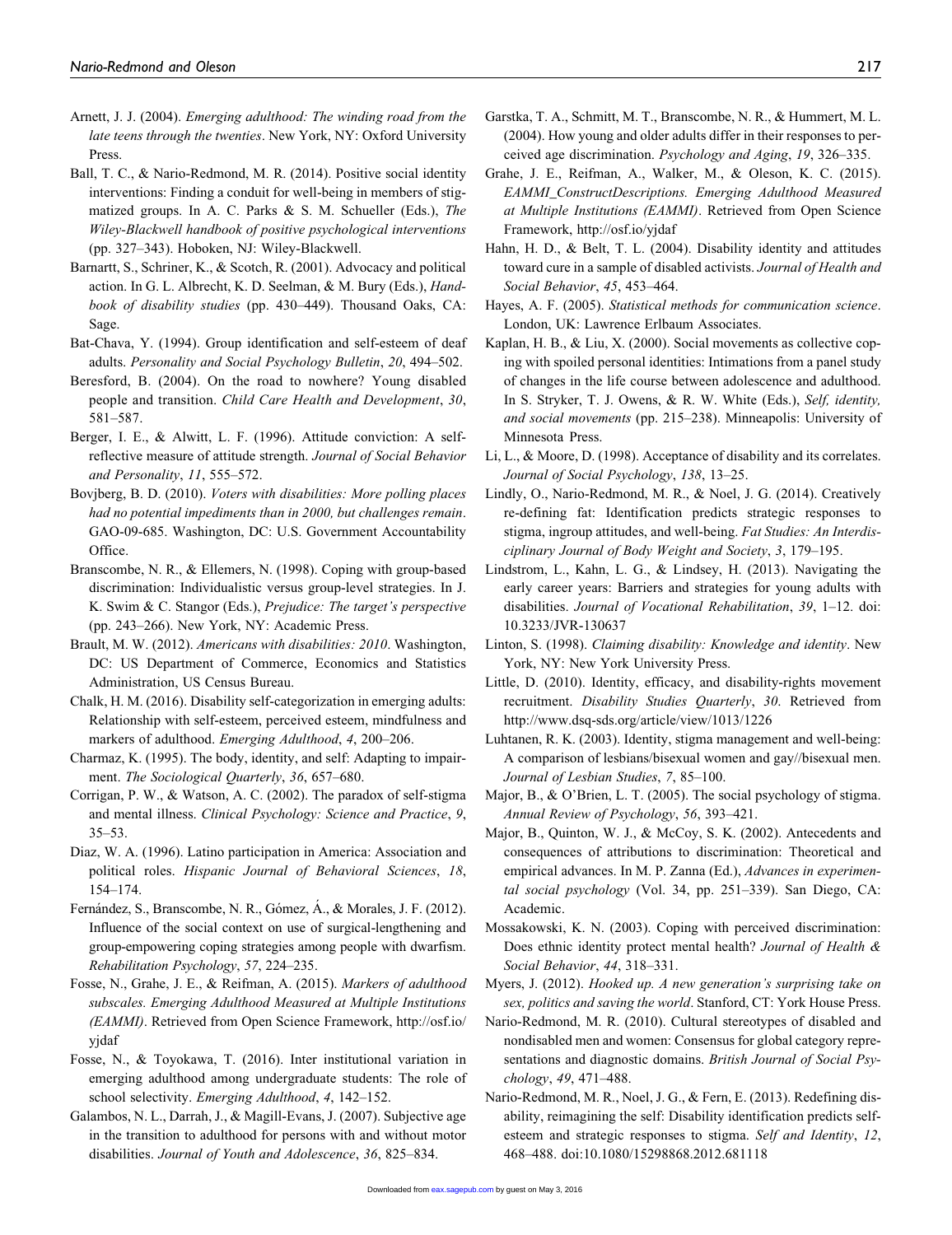Arnett, J. J. (2004). *Emerging adulthood: The winding road from the late teens through the twenties*. New York, NY: Oxford University Press.

Ball, T. C., & Nario-Redmond, M. R. (2014). Positive social identity interventions: Finding a conduit for well-being in members of stigmatized groups. In A. C. Parks & S. M. Schueller (Eds.), *The Wiley-Blackwell handbook of positive psychological interventions* (pp. 327–343). Hoboken, NJ: Wiley-Blackwell.

Barnartt, S., Schriner, K., & Scotch, R. (2001). Advocacy and political action. In G. L. Albrecht, K. D. Seelman, & M. Bury (Eds.), *Handbook of disability studies* (pp. 430–449). Thousand Oaks, CA: Sage.

Bat-Chava, Y. (1994). Group identification and self-esteem of deaf adults. *Personality and Social Psychology Bulletin*, *20*, 494–502.

Beresford, B. (2004). On the road to nowhere? Young disabled people and transition. *Child Care Health and Development*, *30*, 581–587.

Berger, I. E., & Alwitt, L. F. (1996). Attitude conviction: A self-reflective measure of attitude strength. *Journal of Social Behavior and Personality*, *11*, 555–572.

Bovjberg, B. D. (2010). *Voters with disabilities: More polling places had no potential impediments than in 2000, but challenges remain*. GAO-09-685. Washington, DC: U.S. Government Accountability Office.

Branscombe, N. R., & Ellemers, N. (1998). Coping with group-based discrimination: Individualistic versus group-level strategies. In J. K. Swim & C. Stangor (Eds.), *Prejudice: The target's perspective* (pp. 243–266). New York, NY: Academic Press.

Brault, M. W. (2012). *Americans with disabilities: 2010*. Washington, DC: US Department of Commerce, Economics and Statistics Administration, US Census Bureau.

Chalk, H. M. (2016). Disability self-categorization in emerging adults: Relationship with self-esteem, perceived esteem, mindfulness and markers of adulthood. *Emerging Adulthood*, *4*, 200–206.

Charmaz, K. (1995). The body, identity, and self: Adapting to impairment. *The Sociological Quarterly*, *36*, 657–680.

Corrigan, P. W., & Watson, A. C. (2002). The paradox of self-stigma and mental illness. *Clinical Psychology: Science and Practice*, *9*, 35–53.

Diaz, W. A. (1996). Latino participation in America: Association and political roles. *Hispanic Journal of Behavioral Sciences*, *18*, 154–174.

Fernández, S., Branscombe, N. R., Gómez, Á., & Morales, J. F. (2012). Influence of the social context on use of surgical-lengthening and group-empowering coping strategies among people with dwarfism. *Rehabilitation Psychology*, *57*, 224–235.

Fosse, N., Grahe, J. E., & Reifman, A. (2015). *Markers of adulthood subscales. Emerging Adulthood Measured at Multiple Institutions (EAMMI)*. Retrieved from Open Science Framework, http://osf.io/yjdaf

Fosse, N., & Toyokawa, T. (2016). Inter institutional variation in emerging adulthood among undergraduate students: The role of school selectivity. *Emerging Adulthood*, *4*, 142–152.

Galambos, N. L., Darrah, J., & Magill-Evans, J. (2007). Subjective age in the transition to adulthood for persons with and without motor disabilities. *Journal of Youth and Adolescence*, *36*, 825–834.

Garstka, T. A., Schmitt, M. T., Branscombe, N. R., & Hummert, M. L. (2004). How young and older adults differ in their responses to perceived age discrimination. *Psychology and Aging*, *19*, 326–335.

Grahe, J. E., Reifman, A., Walker, M., & Oleson, K. C. (2015). *EAMMI_ConstructDescriptions. Emerging Adulthood Measured at Multiple Institutions (EAMMI)*. Retrieved from Open Science Framework, http://osf.io/yjdaf

Hahn, H. D., & Belt, T. L. (2004). Disability identity and attitudes toward cure in a sample of disabled activists. *Journal of Health and Social Behavior*, *45*, 453–464.

Hayes, A. F. (2005). *Statistical methods for communication science*. London, UK: Lawrence Erlbaum Associates.

Kaplan, H. B., & Liu, X. (2000). Social movements as collective coping with spoiled personal identities: Intimations from a panel study of changes in the life course between adolescence and adulthood. In S. Stryker, T. J. Owens, & R. W. White (Eds.), *Self, identity, and social movements* (pp. 215–238). Minneapolis: University of Minnesota Press.

Li, L., & Moore, D. (1998). Acceptance of disability and its correlates. *Journal of Social Psychology*, *138*, 13–25.

Lindly, O., Nario-Redmond, M. R., & Noel, J. G. (2014). Creatively re-defining fat: Identification predicts strategic responses to stigma, ingroup attitudes, and well-being. *Fat Studies: An Interdisciplinary Journal of Body Weight and Society*, *3*, 179–195.

Lindstrom, L., Kahn, L. G., & Lindsey, H. (2013). Navigating the early career years: Barriers and strategies for young adults with disabilities. *Journal of Vocational Rehabilitation*, *39*, 1–12. doi: 10.3233/JVR-130637

Linton, S. (1998). *Claiming disability: Knowledge and identity*. New York, NY: New York University Press.

Little, D. (2010). Identity, efficacy, and disability-rights movement recruitment. *Disability Studies Quarterly*, *30*. Retrieved from http://www.dsq-sds.org/article/view/1013/1226

Luhtanen, R. K. (2003). Identity, stigma management and well-being: A comparison of lesbians/bisexual women and gay//bisexual men. *Journal of Lesbian Studies*, *7*, 85–100.

Major, B., & O'Brien, L. T. (2005). The social psychology of stigma. *Annual Review of Psychology*, *56*, 393–421.

Major, B., Quinton, W. J., & McCoy, S. K. (2002). Antecedents and consequences of attributions to discrimination: Theoretical and empirical advances. In M. P. Zanna (Ed.), *Advances in experimental social psychology* (Vol. 34, pp. 251–339). San Diego, CA: Academic.

Mossakowski, K. N. (2003). Coping with perceived discrimination: Does ethnic identity protect mental health? *Journal of Health & Social Behavior*, *44*, 318–331.

Myers, J. (2012). *Hooked up. A new generation's surprising take on sex, politics and saving the world*. Stanford, CT: York House Press.

Nario-Redmond, M. R. (2010). Cultural stereotypes of disabled and nondisabled men and women: Consensus for global category representations and diagnostic domains. *British Journal of Social Psychology*, *49*, 471–488.

Nario-Redmond, M. R., Noel, J. G., & Fern, E. (2013). Redefining disability, reimagining the self: Disability identification predicts self-esteem and strategic responses to stigma. *Self and Identity*, *12*, 468–488. doi:10.1080/15298868.2012.681118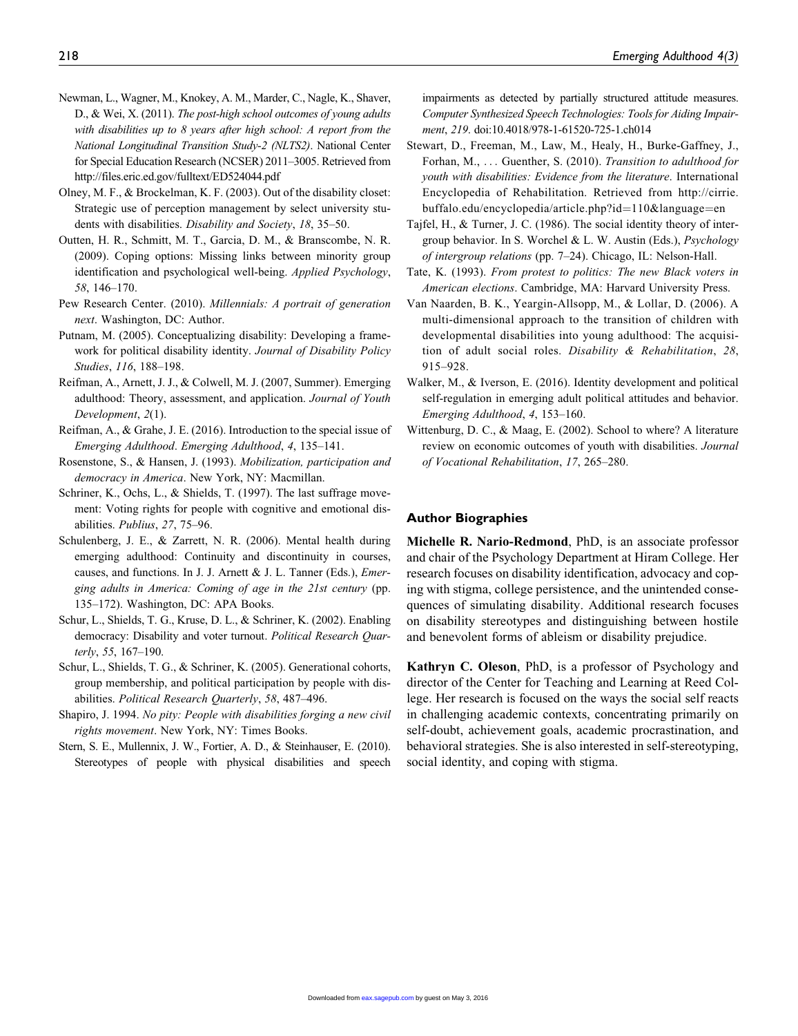Newman, L., Wagner, M., Knokey, A. M., Marder, C., Nagle, K., Shaver, D., & Wei, X. (2011). *The post-high school outcomes of young adults with disabilities up to 8 years after high school: A report from the National Longitudinal Transition Study-2 (NLTS2)*. National Center for Special Education Research (NCSER) 2011–3005. Retrieved from http://files.eric.ed.gov/fulltext/ED524044.pdf

Olney, M. F., & Brockelman, K. F. (2003). Out of the disability closet: Strategic use of perception management by select university students with disabilities. *Disability and Society*, *18*, 35–50.

Outten, H. R., Schmitt, M. T., Garcia, D. M., & Branscombe, N. R. (2009). Coping options: Missing links between minority group identification and psychological well-being. *Applied Psychology*, *58*, 146–170.

Pew Research Center. (2010). *Millennials: A portrait of generation next*. Washington, DC: Author.

Putnam, M. (2005). Conceptualizing disability: Developing a framework for political disability identity. *Journal of Disability Policy Studies*, *116*, 188–198.

Reifman, A., Arnett, J. J., & Colwell, M. J. (2007, Summer). Emerging adulthood: Theory, assessment, and application. *Journal of Youth Development*, *2*(1).

Reifman, A., & Grahe, J. E. (2016). Introduction to the special issue of *Emerging Adulthood*. *Emerging Adulthood*, *4*, 135–141.

Rosenstone, S., & Hansen, J. (1993). *Mobilization, participation and democracy in America*. New York, NY: Macmillan.

Schriner, K., Ochs, L., & Shields, T. (1997). The last suffrage movement: Voting rights for people with cognitive and emotional disabilities. *Publius*, *27*, 75–96.

Schulenberg, J. E., & Zarrett, N. R. (2006). Mental health during emerging adulthood: Continuity and discontinuity in courses, causes, and functions. In J. J. Arnett & J. L. Tanner (Eds.), *Emerging adults in America: Coming of age in the 21st century* (pp. 135–172). Washington, DC: APA Books.

Schur, L., Shields, T. G., Kruse, D. L., & Schriner, K. (2002). Enabling democracy: Disability and voter turnout. *Political Research Quarterly*, *55*, 167–190.

Schur, L., Shields, T. G., & Schriner, K. (2005). Generational cohorts, group membership, and political participation by people with disabilities. *Political Research Quarterly*, *58*, 487–496.

Shapiro, J. 1994. *No pity: People with disabilities forging a new civil rights movement*. New York, NY: Times Books.

Stern, S. E., Mullennix, J. W., Fortier, A. D., & Steinhauser, E. (2010). Stereotypes of people with physical disabilities and speech impairments as detected by partially structured attitude measures. *Computer Synthesized Speech Technologies: Tools for Aiding Impairment*, *219*. doi:10.4018/978-1-61520-725-1.ch014

Stewart, D., Freeman, M., Law, M., Healy, H., Burke-Gaffney, J., Forhan, M., . . . Guenther, S. (2010). *Transition to adulthood for youth with disabilities: Evidence from the literature*. International Encyclopedia of Rehabilitation. Retrieved from http://cirrie.buffalo.edu/encyclopedia/article.php?id=110&language=en

Tajfel, H., & Turner, J. C. (1986). The social identity theory of intergroup behavior. In S. Worchel & L. W. Austin (Eds.), *Psychology of intergroup relations* (pp. 7–24). Chicago, IL: Nelson-Hall.

Tate, K. (1993). *From protest to politics: The new Black voters in American elections*. Cambridge, MA: Harvard University Press.

Van Naarden, B. K., Yeargin-Allsopp, M., & Lollar, D. (2006). A multi-dimensional approach to the transition of children with developmental disabilities into young adulthood: The acquisition of adult social roles. *Disability & Rehabilitation*, *28*, 915–928.

Walker, M., & Iverson, E. (2016). Identity development and political self-regulation in emerging adult political attitudes and behavior. *Emerging Adulthood*, *4*, 153–160.

Wittenburg, D. C., & Maag, E. (2002). School to where? A literature review on economic outcomes of youth with disabilities. *Journal of Vocational Rehabilitation*, *17*, 265–280.

## Author Biographies

**Michelle R. Nario-Redmond**, PhD, is an associate professor and chair of the Psychology Department at Hiram College. Her research focuses on disability identification, advocacy and coping with stigma, college persistence, and the unintended consequences of simulating disability. Additional research focuses on disability stereotypes and distinguishing between hostile and benevolent forms of ableism or disability prejudice.

**Kathryn C. Oleson**, PhD, is a professor of Psychology and director of the Center for Teaching and Learning at Reed College. Her research is focused on the ways the social self reacts in challenging academic contexts, concentrating primarily on self-doubt, achievement goals, academic procrastination, and behavioral strategies. She is also interested in self-stereotyping, social identity, and coping with stigma.